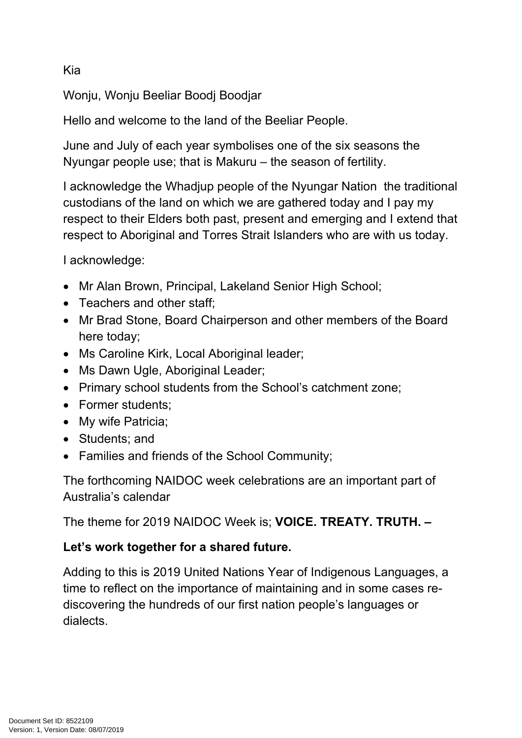Kia

Wonju, Wonju Beeliar Boodj Boodjar

Hello and welcome to the land of the Beeliar People.

June and July of each year symbolises one of the six seasons the Nyungar people use; that is Makuru – the season of fertility.

I acknowledge the Whadjup people of the Nyungar Nation the traditional custodians of the land on which we are gathered today and I pay my respect to their Elders both past, present and emerging and I extend that respect to Aboriginal and Torres Strait Islanders who are with us today.

I acknowledge:

- Mr Alan Brown, Principal, Lakeland Senior High School;
- Teachers and other staff;
- Mr Brad Stone, Board Chairperson and other members of the Board here today;
- Ms Caroline Kirk, Local Aboriginal leader;
- Ms Dawn Ugle, Aboriginal Leader;
- Primary school students from the School's catchment zone;
- Former students;
- My wife Patricia;
- Students; and
- Families and friends of the School Community;

The forthcoming NAIDOC week celebrations are an important part of Australia's calendar

The theme for 2019 NAIDOC Week is; **VOICE. TREATY. TRUTH. –**

**Let's work together for a shared future.**

Adding to this is 2019 United Nations Year of Indigenous Languages, a time to reflect on the importance of maintaining and in some cases re-discovering the hundreds of our first nation people's languages or dialects.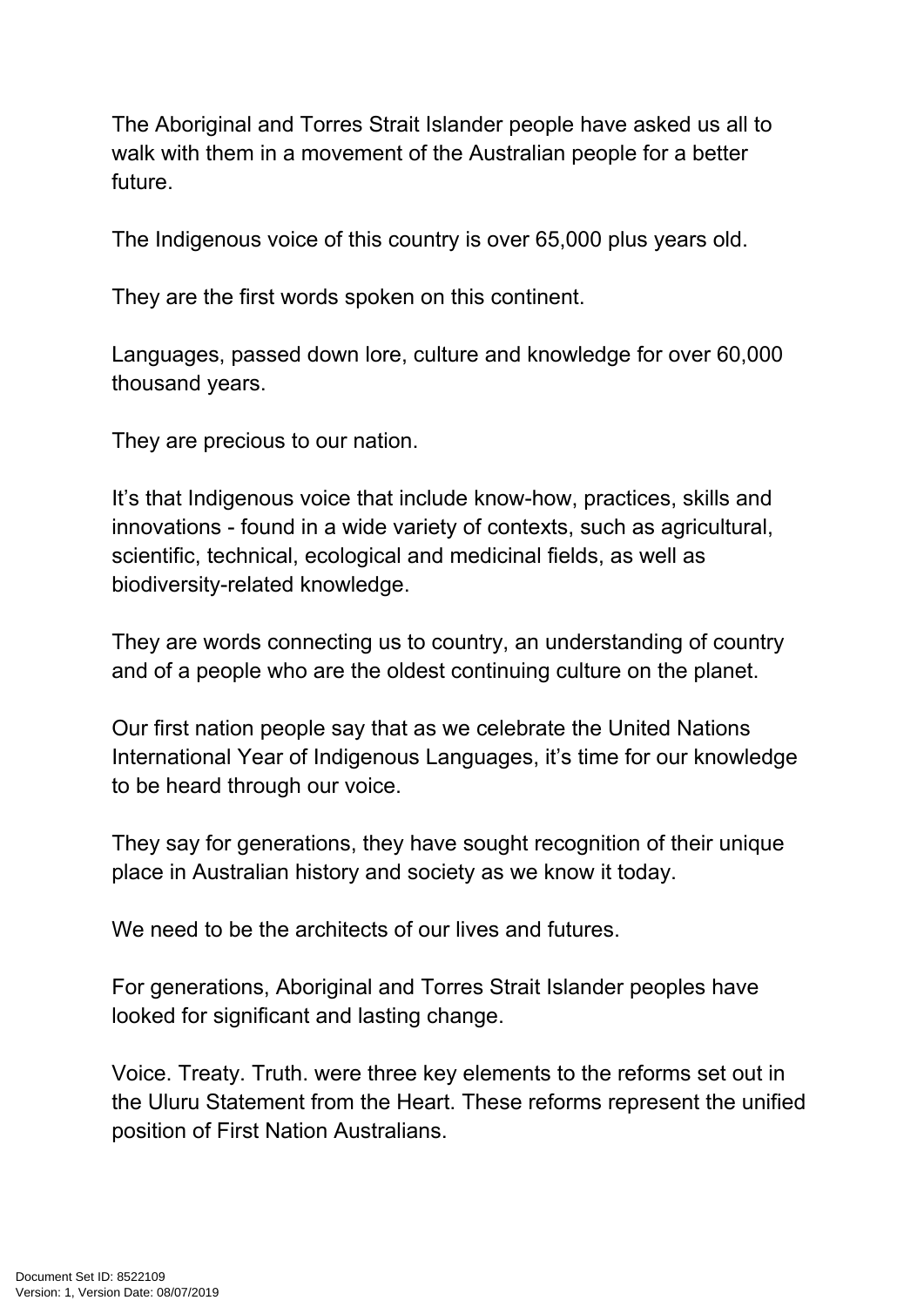The Aboriginal and Torres Strait Islander people have asked us all to walk with them in a movement of the Australian people for a better future.

The Indigenous voice of this country is over 65,000 plus years old.

They are the first words spoken on this continent.

Languages, passed down lore, culture and knowledge for over 60,000 thousand years.

They are precious to our nation.

It's that Indigenous voice that include know-how, practices, skills and innovations - found in a wide variety of contexts, such as agricultural, scientific, technical, ecological and medicinal fields, as well as biodiversity-related knowledge.

They are words connecting us to country, an understanding of country and of a people who are the oldest continuing culture on the planet.

Our first nation people say that as we celebrate the United Nations International Year of Indigenous Languages, it's time for our knowledge to be heard through our voice.

They say for generations, they have sought recognition of their unique place in Australian history and society as we know it today.

We need to be the architects of our lives and futures.

For generations, Aboriginal and Torres Strait Islander peoples have looked for significant and lasting change.

Voice. Treaty. Truth. were three key elements to the reforms set out in the Uluru Statement from the Heart. These reforms represent the unified position of First Nation Australians.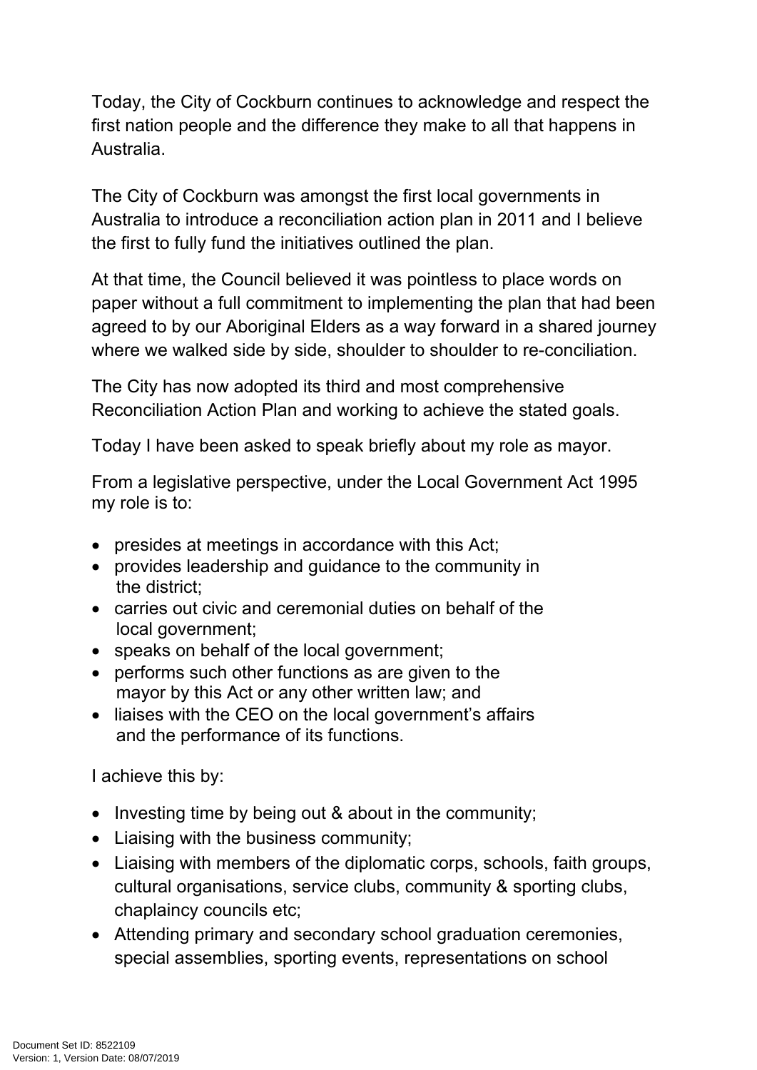Today, the City of Cockburn continues to acknowledge and respect the first nation people and the difference they make to all that happens in Australia.

The City of Cockburn was amongst the first local governments in Australia to introduce a reconciliation action plan in 2011 and I believe the first to fully fund the initiatives outlined the plan.

At that time, the Council believed it was pointless to place words on paper without a full commitment to implementing the plan that had been agreed to by our Aboriginal Elders as a way forward in a shared journey where we walked side by side, shoulder to shoulder to re-conciliation.

The City has now adopted its third and most comprehensive Reconciliation Action Plan and working to achieve the stated goals.

Today I have been asked to speak briefly about my role as mayor.

From a legislative perspective, under the Local Government Act 1995 my role is to:

- presides at meetings in accordance with this Act;
- provides leadership and guidance to the community in the district;
- carries out civic and ceremonial duties on behalf of the local government;
- speaks on behalf of the local government;
- performs such other functions as are given to the mayor by this Act or any other written law; and
- liaises with the CEO on the local government's affairs and the performance of its functions.

I achieve this by:

- Investing time by being out & about in the community;
- Liaising with the business community;
- Liaising with members of the diplomatic corps, schools, faith groups, cultural organisations, service clubs, community & sporting clubs, chaplaincy councils etc;
- Attending primary and secondary school graduation ceremonies, special assemblies, sporting events, representations on school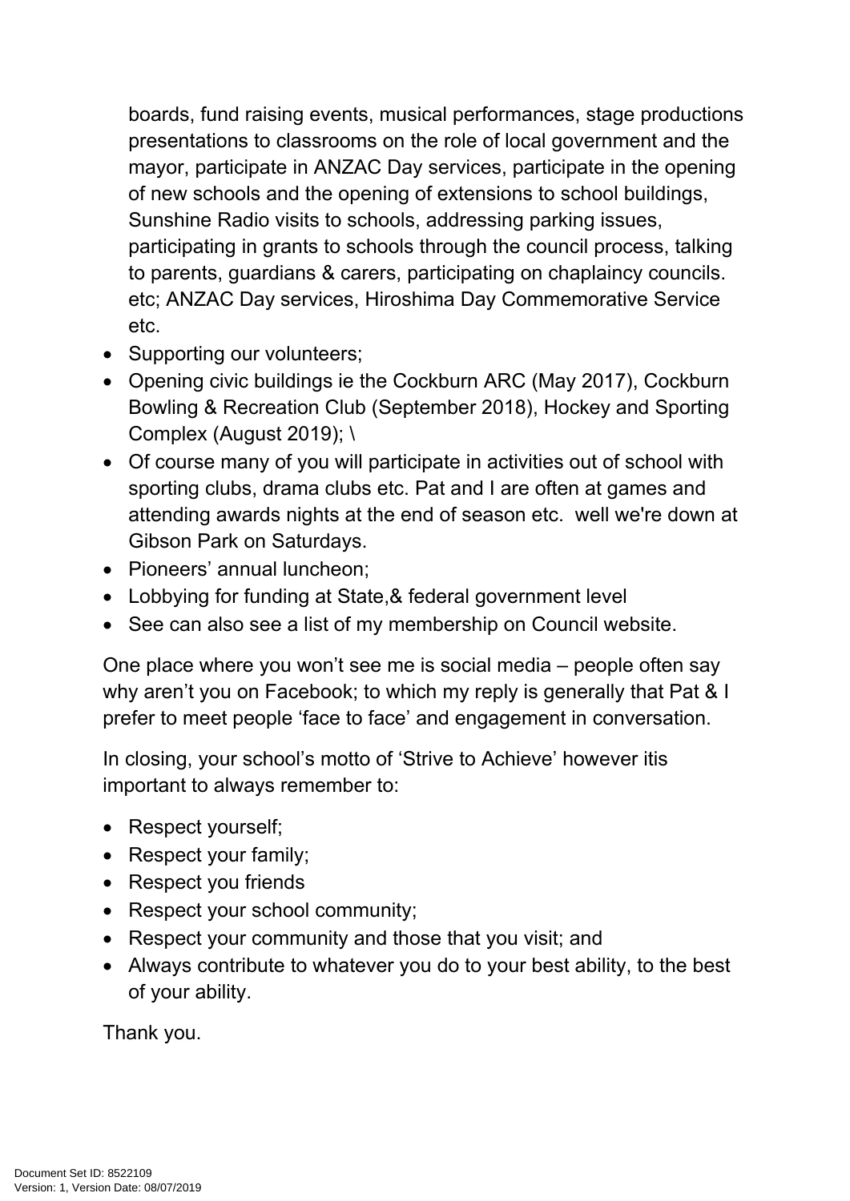boards, fund raising events, musical performances, stage productions presentations to classrooms on the role of local government and the mayor, participate in ANZAC Day services, participate in the opening of new schools and the opening of extensions to school buildings, Sunshine Radio visits to schools, addressing parking issues, participating in grants to schools through the council process, talking to parents, guardians & carers, participating on chaplaincy councils. etc; ANZAC Day services, Hiroshima Day Commemorative Service etc.

- Supporting our volunteers;
- Opening civic buildings ie the Cockburn ARC (May 2017), Cockburn Bowling & Recreation Club (September 2018), Hockey and Sporting Complex (August 2019); \
- Of course many of you will participate in activities out of school with sporting clubs, drama clubs etc. Pat and I are often at games and attending awards nights at the end of season etc. well we're down at Gibson Park on Saturdays.
- Pioneers' annual luncheon;
- Lobbying for funding at State,& federal government level
- See can also see a list of my membership on Council website.

One place where you won't see me is social media – people often say why aren't you on Facebook; to which my reply is generally that Pat & I prefer to meet people 'face to face' and engagement in conversation.

In closing, your school's motto of 'Strive to Achieve' however itis important to always remember to:

- Respect yourself;
- Respect your family;
- Respect you friends
- Respect your school community;
- Respect your community and those that you visit; and
- Always contribute to whatever you do to your best ability, to the best of your ability.

Thank you.

Document Set ID: 8522109
Version: 1, Version Date: 08/07/2019